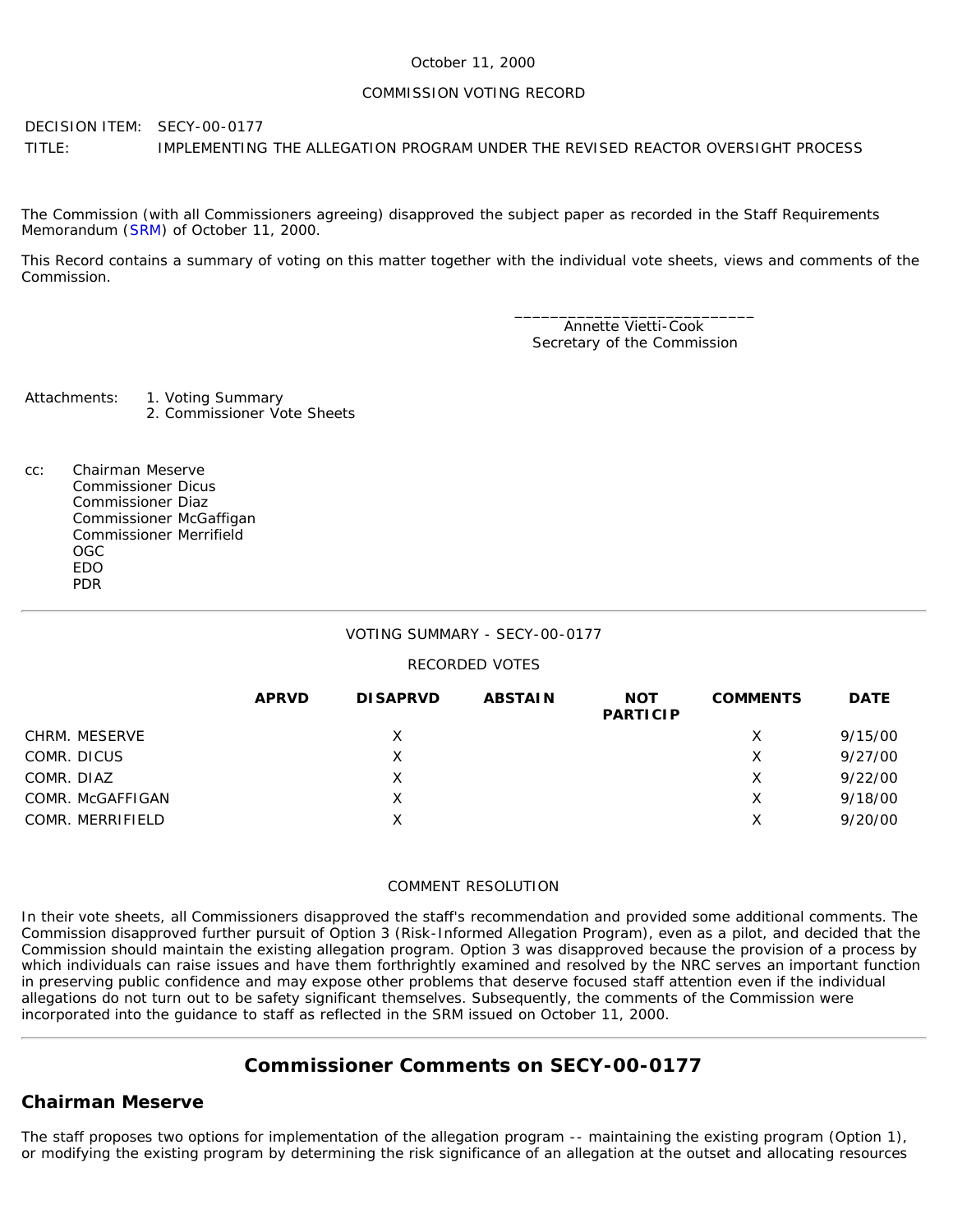October 11, 2000

COMMISSION VOTING RECORD

DECISION ITEM: SECY-00-0177

TITLE: IMPLEMENTING THE ALLEGATION PROGRAM UNDER THE REVISED REACTOR OVERSIGHT PROCESS

The Commission (with all Commissioners agreeing) disapproved the subject paper as recorded in the Staff Requirements Memorandum (SRM) of October 11, 2000.

This Record contains a summary of voting on this matter together with the individual vote sheets, views and comments of the Commission.

\_\_\_\_\_\_\_\_\_\_\_\_\_\_\_\_\_\_\_\_\_\_\_\_\_\_\_\_
Annette Vietti-Cook
Secretary of the Commission

Attachments:
1. Voting Summary
2. Commissioner Vote Sheets

cc: Chairman Meserve
Commissioner Dicus
Commissioner Diaz
Commissioner McGaffigan
Commissioner Merrifield
OGC
EDO
PDR

---

VOTING SUMMARY - SECY-00-0177

RECORDED VOTES

| | APRVD | DISAPRVD | ABSTAIN | NOT PARTICIP | COMMENTS | DATE |
|---|---|---|---|---|---|---|
| CHRM. MESERVE | | X | | | X | 9/15/00 |
| COMR. DICUS | | X | | | X | 9/27/00 |
| COMR. DIAZ | | X | | | X | 9/22/00 |
| COMR. McGAFFIGAN | | X | | | X | 9/18/00 |
| COMR. MERRIFIELD | | X | | | X | 9/20/00 |

COMMENT RESOLUTION

In their vote sheets, all Commissioners disapproved the staff's recommendation and provided some additional comments. The Commission disapproved further pursuit of Option 3 (Risk-Informed Allegation Program), even as a pilot, and decided that the Commission should maintain the existing allegation program. Option 3 was disapproved because the provision of a process by which individuals can raise issues and have them forthrightly examined and resolved by the NRC serves an important function in preserving public confidence and may expose other problems that deserve focused staff attention even if the individual allegations do not turn out to be safety significant themselves. Subsequently, the comments of the Commission were incorporated into the guidance to staff as reflected in the SRM issued on October 11, 2000.

---

## Commissioner Comments on SECY-00-0177

### Chairman Meserve

The staff proposes two options for implementation of the allegation program -- maintaining the existing program (Option 1), or modifying the existing program by determining the risk significance of an allegation at the outset and allocating resources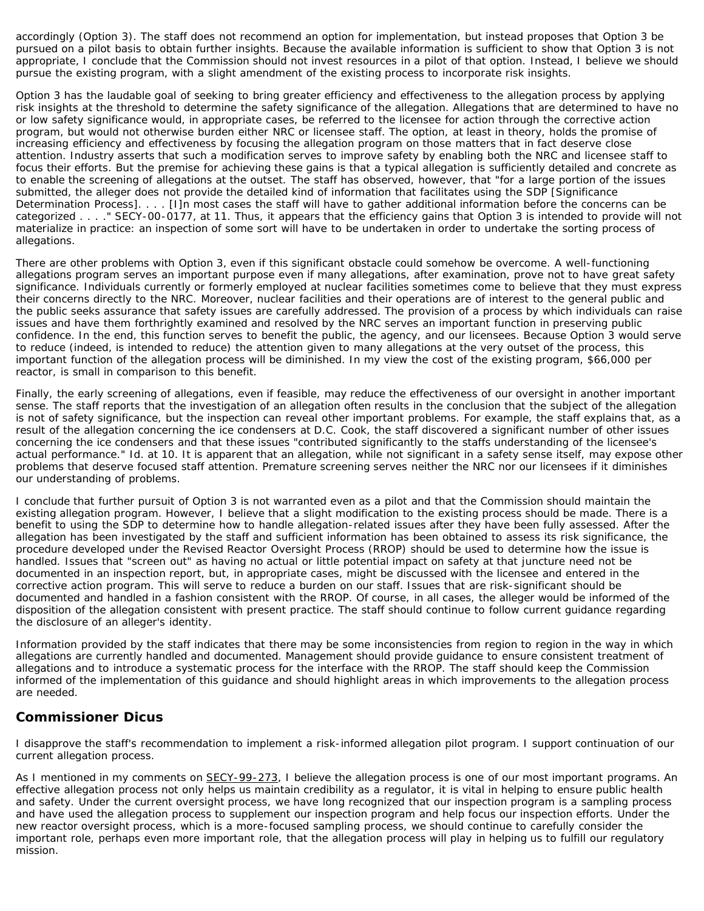accordingly (Option 3). The staff does not recommend an option for implementation, but instead proposes that Option 3 be pursued on a pilot basis to obtain further insights. Because the available information is sufficient to show that Option 3 is not appropriate, I conclude that the Commission should not invest resources in a pilot of that option. Instead, I believe we should pursue the existing program, with a slight amendment of the existing process to incorporate risk insights.

Option 3 has the laudable goal of seeking to bring greater efficiency and effectiveness to the allegation process by applying risk insights at the threshold to determine the safety significance of the allegation. Allegations that are determined to have no or low safety significance would, in appropriate cases, be referred to the licensee for action through the corrective action program, but would not otherwise burden either NRC or licensee staff. The option, at least in theory, holds the promise of increasing efficiency and effectiveness by focusing the allegation program on those matters that in fact deserve close attention. Industry asserts that such a modification serves to improve safety by enabling both the NRC and licensee staff to focus their efforts. But the premise for achieving these gains is that a typical allegation is sufficiently detailed and concrete as to enable the screening of allegations at the outset. The staff has observed, however, that "for a large portion of the issues submitted, the alleger does not provide the detailed kind of information that facilitates using the SDP [Significance Determination Process]. . . . [I]n most cases the staff will have to gather additional information before the concerns can be categorized . . . ." SECY-00-0177, at 11. Thus, it appears that the efficiency gains that Option 3 is intended to provide will not materialize in practice: an inspection of some sort will have to be undertaken in order to undertake the sorting process of allegations.

There are other problems with Option 3, even if this significant obstacle could somehow be overcome. A well-functioning allegations program serves an important purpose even if many allegations, after examination, prove not to have great safety significance. Individuals currently or formerly employed at nuclear facilities sometimes come to believe that they must express their concerns directly to the NRC. Moreover, nuclear facilities and their operations are of interest to the general public and the public seeks assurance that safety issues are carefully addressed. The provision of a process by which individuals can raise issues and have them forthrightly examined and resolved by the NRC serves an important function in preserving public confidence. In the end, this function serves to benefit the public, the agency, and our licensees. Because Option 3 would serve to reduce (indeed, is intended to reduce) the attention given to many allegations at the very outset of the process, this important function of the allegation process will be diminished. In my view the cost of the existing program, $66,000 per reactor, is small in comparison to this benefit.

Finally, the early screening of allegations, even if feasible, may reduce the effectiveness of our oversight in another important sense. The staff reports that the investigation of an allegation often results in the conclusion that the subject of the allegation is not of safety significance, but the inspection can reveal other important problems. For example, the staff explains that, as a result of the allegation concerning the ice condensers at D.C. Cook, the staff discovered a significant number of other issues concerning the ice condensers and that these issues "contributed significantly to the staffs understanding of the licensee's actual performance." Id. at 10. It is apparent that an allegation, while not significant in a safety sense itself, may expose other problems that deserve focused staff attention. Premature screening serves neither the NRC nor our licensees if it diminishes our understanding of problems.

I conclude that further pursuit of Option 3 is not warranted even as a pilot and that the Commission should maintain the existing allegation program. However, I believe that a slight modification to the existing process should be made. There is a benefit to using the SDP to determine how to handle allegation-related issues after they have been fully assessed. After the allegation has been investigated by the staff and sufficient information has been obtained to assess its risk significance, the procedure developed under the Revised Reactor Oversight Process (RROP) should be used to determine how the issue is handled. Issues that "screen out" as having no actual or little potential impact on safety at that juncture need not be documented in an inspection report, but, in appropriate cases, might be discussed with the licensee and entered in the corrective action program. This will serve to reduce a burden on our staff. Issues that are risk-significant should be documented and handled in a fashion consistent with the RROP. Of course, in all cases, the alleger would be informed of the disposition of the allegation consistent with present practice. The staff should continue to follow current guidance regarding the disclosure of an alleger's identity.

Information provided by the staff indicates that there may be some inconsistencies from region to region in the way in which allegations are currently handled and documented. Management should provide guidance to ensure consistent treatment of allegations and to introduce a systematic process for the interface with the RROP. The staff should keep the Commission informed of the implementation of this guidance and should highlight areas in which improvements to the allegation process are needed.

## Commissioner Dicus

I disapprove the staff's recommendation to implement a risk-informed allegation pilot program. I support continuation of our current allegation process.

As I mentioned in my comments on SECY-99-273, I believe the allegation process is one of our most important programs. An effective allegation process not only helps us maintain credibility as a regulator, it is vital in helping to ensure public health and safety. Under the current oversight process, we have long recognized that our inspection program is a sampling process and have used the allegation process to supplement our inspection program and help focus our inspection efforts. Under the new reactor oversight process, which is a more-focused sampling process, we should continue to carefully consider the important role, perhaps even more important role, that the allegation process will play in helping us to fulfill our regulatory mission.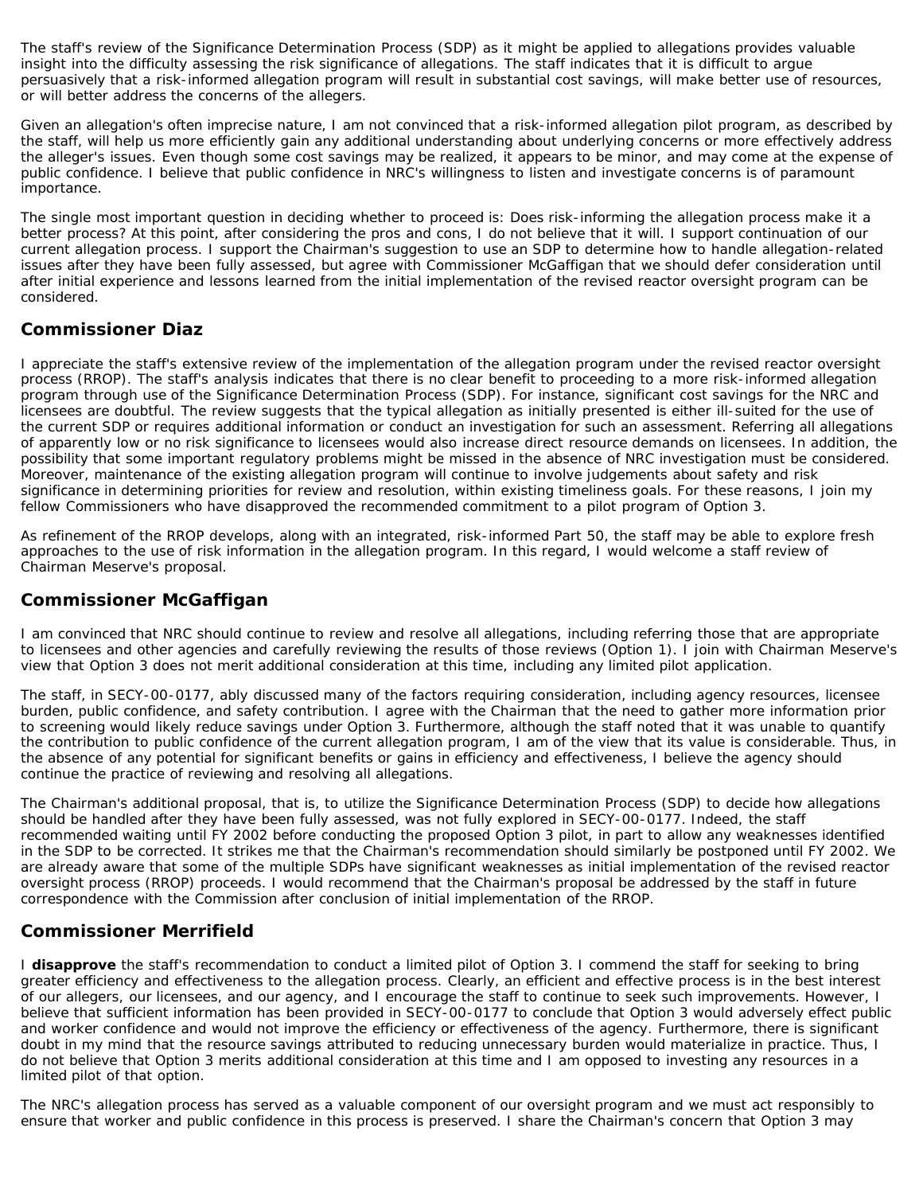The staff's review of the Significance Determination Process (SDP) as it might be applied to allegations provides valuable insight into the difficulty assessing the risk significance of allegations. The staff indicates that it is difficult to argue persuasively that a risk-informed allegation program will result in substantial cost savings, will make better use of resources, or will better address the concerns of the allegers.

Given an allegation's often imprecise nature, I am not convinced that a risk-informed allegation pilot program, as described by the staff, will help us more efficiently gain any additional understanding about underlying concerns or more effectively address the alleger's issues. Even though some cost savings may be realized, it appears to be minor, and may come at the expense of public confidence. I believe that public confidence in NRC's willingness to listen and investigate concerns is of paramount importance.

The single most important question in deciding whether to proceed is: Does risk-informing the allegation process make it a better process? At this point, after considering the pros and cons, I do not believe that it will. I support continuation of our current allegation process. I support the Chairman's suggestion to use an SDP to determine how to handle allegation-related issues after they have been fully assessed, but agree with Commissioner McGaffigan that we should defer consideration until after initial experience and lessons learned from the initial implementation of the revised reactor oversight program can be considered.

## Commissioner Diaz

I appreciate the staff's extensive review of the implementation of the allegation program under the revised reactor oversight process (RROP). The staff's analysis indicates that there is no clear benefit to proceeding to a more risk-informed allegation program through use of the Significance Determination Process (SDP). For instance, significant cost savings for the NRC and licensees are doubtful. The review suggests that the typical allegation as initially presented is either ill-suited for the use of the current SDP or requires additional information or conduct an investigation for such an assessment. Referring all allegations of apparently low or no risk significance to licensees would also increase direct resource demands on licensees. In addition, the possibility that some important regulatory problems might be missed in the absence of NRC investigation must be considered. Moreover, maintenance of the existing allegation program will continue to involve judgements about safety and risk significance in determining priorities for review and resolution, within existing timeliness goals. For these reasons, I join my fellow Commissioners who have disapproved the recommended commitment to a pilot program of Option 3.

As refinement of the RROP develops, along with an integrated, risk-informed Part 50, the staff may be able to explore fresh approaches to the use of risk information in the allegation program. In this regard, I would welcome a staff review of Chairman Meserve's proposal.

## Commissioner McGaffigan

I am convinced that NRC should continue to review and resolve all allegations, including referring those that are appropriate to licensees and other agencies and carefully reviewing the results of those reviews (Option 1). I join with Chairman Meserve's view that Option 3 does not merit additional consideration at this time, including any limited pilot application.

The staff, in SECY-00-0177, ably discussed many of the factors requiring consideration, including agency resources, licensee burden, public confidence, and safety contribution. I agree with the Chairman that the need to gather more information prior to screening would likely reduce savings under Option 3. Furthermore, although the staff noted that it was unable to quantify the contribution to public confidence of the current allegation program, I am of the view that its value is considerable. Thus, in the absence of any potential for significant benefits or gains in efficiency and effectiveness, I believe the agency should continue the practice of reviewing and resolving all allegations.

The Chairman's additional proposal, that is, to utilize the Significance Determination Process (SDP) to decide how allegations should be handled after they have been fully assessed, was not fully explored in SECY-00-0177. Indeed, the staff recommended waiting until FY 2002 before conducting the proposed Option 3 pilot, in part to allow any weaknesses identified in the SDP to be corrected. It strikes me that the Chairman's recommendation should similarly be postponed until FY 2002. We are already aware that some of the multiple SDPs have significant weaknesses as initial implementation of the revised reactor oversight process (RROP) proceeds. I would recommend that the Chairman's proposal be addressed by the staff in future correspondence with the Commission after conclusion of initial implementation of the RROP.

## Commissioner Merrifield

I **disapprove** the staff's recommendation to conduct a limited pilot of Option 3. I commend the staff for seeking to bring greater efficiency and effectiveness to the allegation process. Clearly, an efficient and effective process is in the best interest of our allegers, our licensees, and our agency, and I encourage the staff to continue to seek such improvements. However, I believe that sufficient information has been provided in SECY-00-0177 to conclude that Option 3 would adversely effect public and worker confidence and would not improve the efficiency or effectiveness of the agency. Furthermore, there is significant doubt in my mind that the resource savings attributed to reducing unnecessary burden would materialize in practice. Thus, I do not believe that Option 3 merits additional consideration at this time and I am opposed to investing any resources in a limited pilot of that option.

The NRC's allegation process has served as a valuable component of our oversight program and we must act responsibly to ensure that worker and public confidence in this process is preserved. I share the Chairman's concern that Option 3 may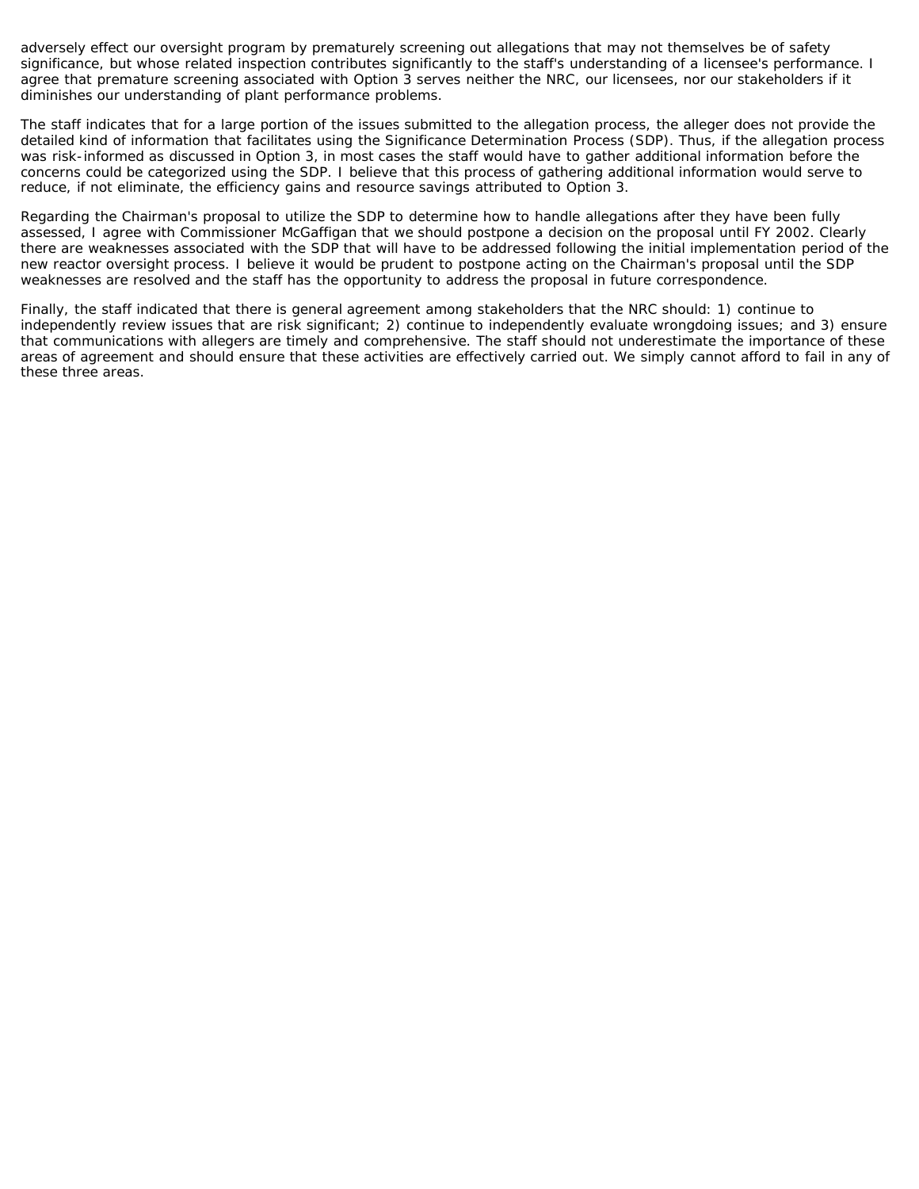adversely effect our oversight program by prematurely screening out allegations that may not themselves be of safety significance, but whose related inspection contributes significantly to the staff's understanding of a licensee's performance. I agree that premature screening associated with Option 3 serves neither the NRC, our licensees, nor our stakeholders if it diminishes our understanding of plant performance problems.

The staff indicates that for a large portion of the issues submitted to the allegation process, the alleger does not provide the detailed kind of information that facilitates using the Significance Determination Process (SDP). Thus, if the allegation process was risk-informed as discussed in Option 3, in most cases the staff would have to gather additional information before the concerns could be categorized using the SDP. I believe that this process of gathering additional information would serve to reduce, if not eliminate, the efficiency gains and resource savings attributed to Option 3.

Regarding the Chairman's proposal to utilize the SDP to determine how to handle allegations after they have been fully assessed, I agree with Commissioner McGaffigan that we should postpone a decision on the proposal until FY 2002. Clearly there are weaknesses associated with the SDP that will have to be addressed following the initial implementation period of the new reactor oversight process. I believe it would be prudent to postpone acting on the Chairman's proposal until the SDP weaknesses are resolved and the staff has the opportunity to address the proposal in future correspondence.

Finally, the staff indicated that there is general agreement among stakeholders that the NRC should: 1) continue to independently review issues that are risk significant; 2) continue to independently evaluate wrongdoing issues; and 3) ensure that communications with allegers are timely and comprehensive. The staff should not underestimate the importance of these areas of agreement and should ensure that these activities are effectively carried out. We simply cannot afford to fail in any of these three areas.